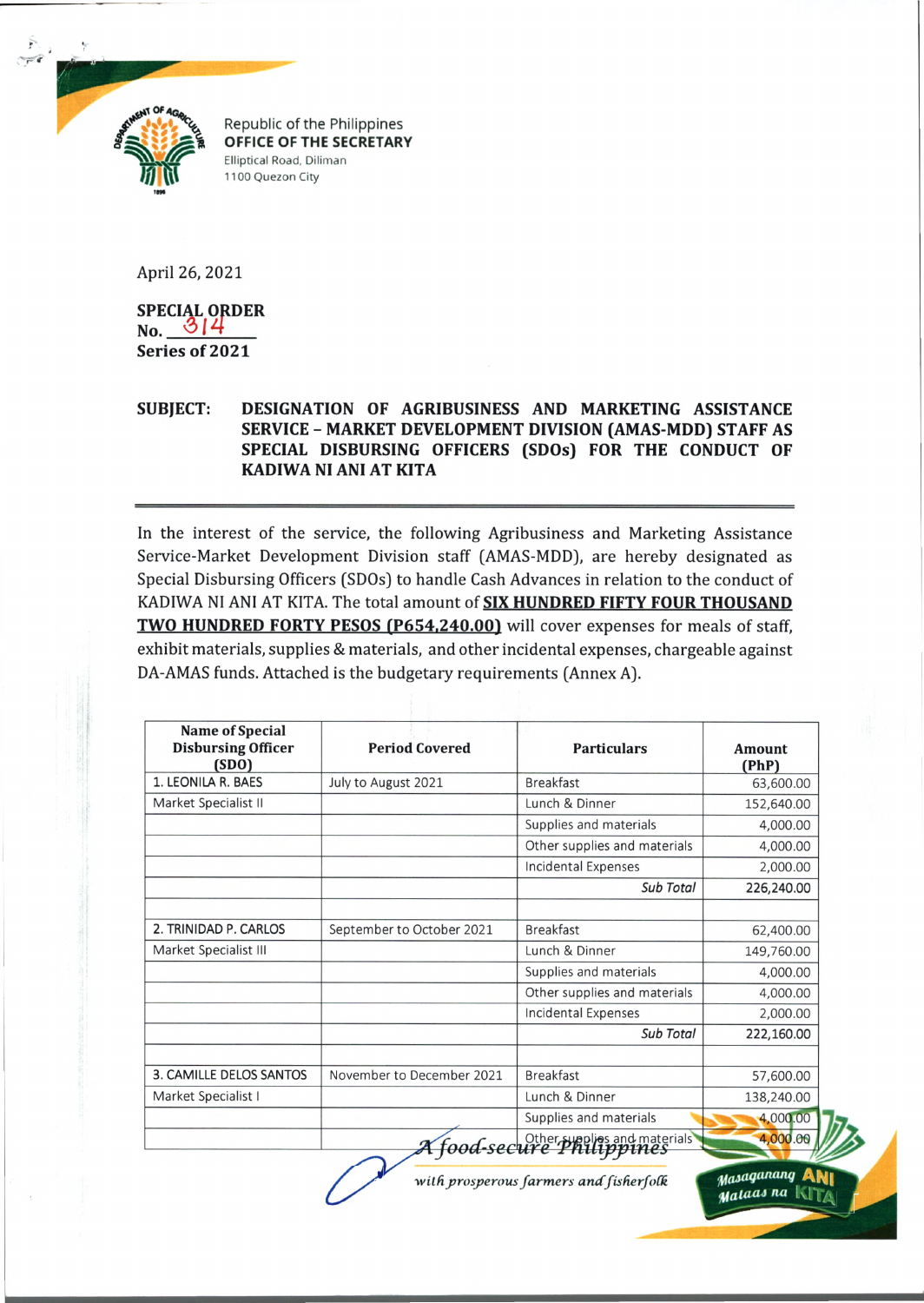Republic of the Philippines
**OFFICE OF THE SECRETARY**
Elliptical Road, Diliman
1100 Quezon City

April 26, 2021

**SPECIAL ORDER**
**No. 314**
**Series of 2021**

**SUBJECT: DESIGNATION OF AGRIBUSINESS AND MARKETING ASSISTANCE SERVICE – MARKET DEVELOPMENT DIVISION (AMAS-MDD) STAFF AS SPECIAL DISBURSING OFFICERS (SDOs) FOR THE CONDUCT OF KADIWA NI ANI AT KITA**

In the interest of the service, the following Agribusiness and Marketing Assistance Service-Market Development Division staff (AMAS-MDD), are hereby designated as Special Disbursing Officers (SDOs) to handle Cash Advances in relation to the conduct of KADIWA NI ANI AT KITA. The total amount of **SIX HUNDRED FIFTY FOUR THOUSAND TWO HUNDRED FORTY PESOS (P654,240.00)** will cover expenses for meals of staff, exhibit materials, supplies & materials, and other incidental expenses, chargeable against DA-AMAS funds. Attached is the budgetary requirements (Annex A).

| Name of Special Disbursing Officer (SDO) | Period Covered | Particulars | Amount (PhP) |
|---|---|---|---|
| 1. LEONILA R. BAES | July to August 2021 | Breakfast | 63,600.00 |
| Market Specialist II | | Lunch & Dinner | 152,640.00 |
| | | Supplies and materials | 4,000.00 |
| | | Other supplies and materials | 4,000.00 |
| | | Incidental Expenses | 2,000.00 |
| | | *Sub Total* | 226,240.00 |
| | | | |
| 2. TRINIDAD P. CARLOS | September to October 2021 | Breakfast | 62,400.00 |
| Market Specialist III | | Lunch & Dinner | 149,760.00 |
| | | Supplies and materials | 4,000.00 |
| | | Other supplies and materials | 4,000.00 |
| | | Incidental Expenses | 2,000.00 |
| | | *Sub Total* | 222,160.00 |
| | | | |
| 3. CAMILLE DELOS SANTOS | November to December 2021 | Breakfast | 57,600.00 |
| Market Specialist I | | Lunch & Dinner | 138,240.00 |
| | | Supplies and materials | 4,000.00 |
| | | Other supplies and materials | 4,000.00 |

*A food-secure Philippines*
*with prosperous farmers and fisherfolk*

Masaganang ANI Mataas na KITA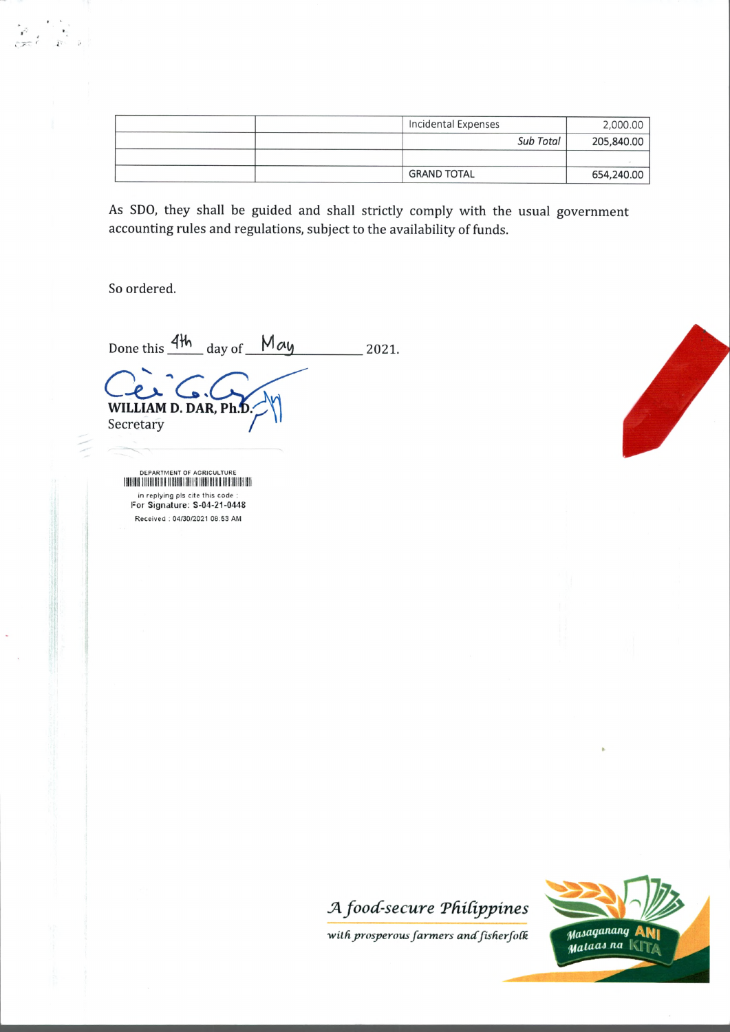| | | | |
|---|---|---|---|
| | | Incidental Expenses | 2,000.00 |
| | | *Sub Total* | 205,840.00 |
| | | | |
| | | GRAND TOTAL | 654,240.00 |

As SDO, they shall be guided and shall strictly comply with the usual government accounting rules and regulations, subject to the availability of funds.

So ordered.

Done this 4th day of May 2021.

**WILLIAM D. DAR, Ph.D.**
Secretary

DEPARTMENT OF AGRICULTURE
in replying pls cite this code :
For Signature: S-04-21-0448
Received : 04/30/2021 08:53 AM

*A food-secure Philippines*
*with prosperous farmers and fisherfolk*

Masaganang ANI Mataas na KITA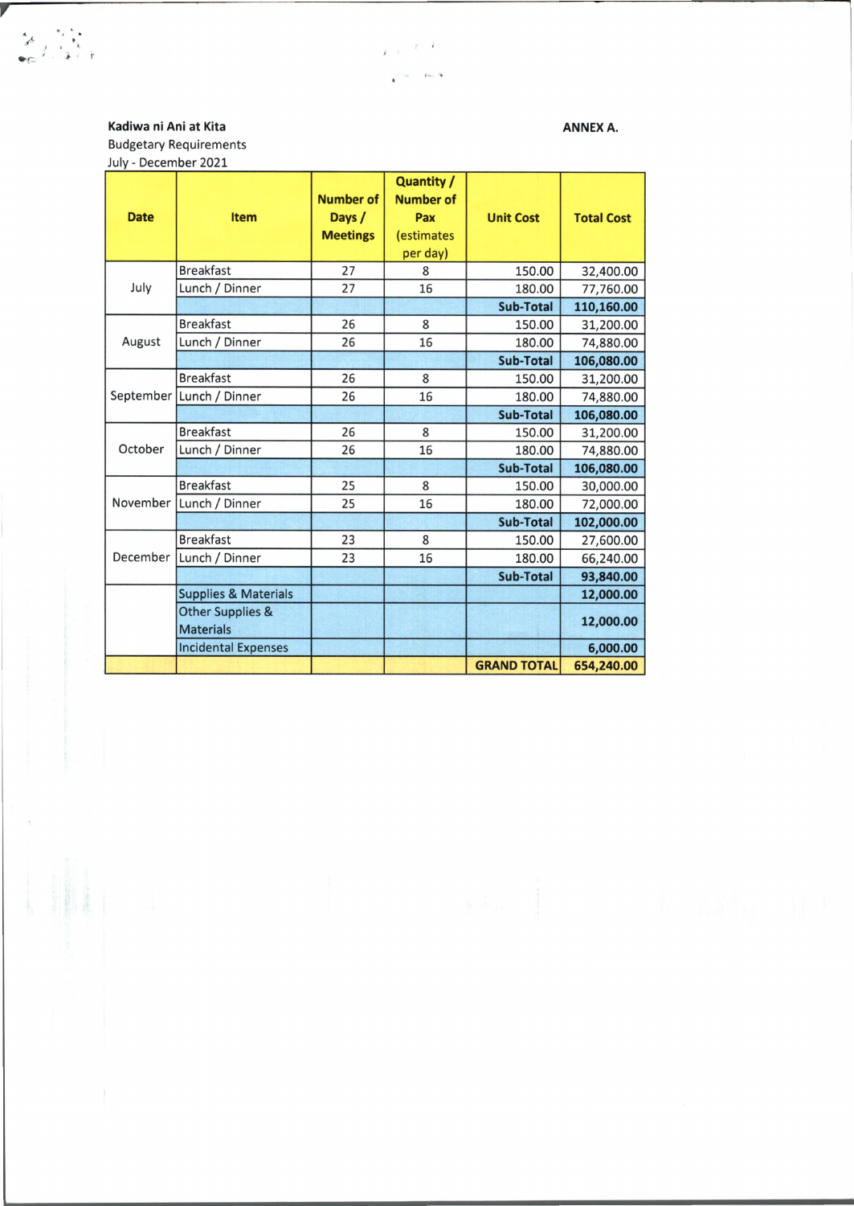**Kadiwa ni Ani at Kita**
Budgetary Requirements
July - December 2021

**ANNEX A.**

| Date | Item | Number of Days / Meetings | Quantity / Number of Pax (estimates per day) | Unit Cost | Total Cost |
|---|---|---|---|---|---|
| July | Breakfast | 27 | 8 | 150.00 | 32,400.00 |
| | Lunch / Dinner | 27 | 16 | 180.00 | 77,760.00 |
| | | | | **Sub-Total** | **110,160.00** |
| August | Breakfast | 26 | 8 | 150.00 | 31,200.00 |
| | Lunch / Dinner | 26 | 16 | 180.00 | 74,880.00 |
| | | | | **Sub-Total** | **106,080.00** |
| September | Breakfast | 26 | 8 | 150.00 | 31,200.00 |
| | Lunch / Dinner | 26 | 16 | 180.00 | 74,880.00 |
| | | | | **Sub-Total** | **106,080.00** |
| October | Breakfast | 26 | 8 | 150.00 | 31,200.00 |
| | Lunch / Dinner | 26 | 16 | 180.00 | 74,880.00 |
| | | | | **Sub-Total** | **106,080.00** |
| November | Breakfast | 25 | 8 | 150.00 | 30,000.00 |
| | Lunch / Dinner | 25 | 16 | 180.00 | 72,000.00 |
| | | | | **Sub-Total** | **102,000.00** |
| December | Breakfast | 23 | 8 | 150.00 | 27,600.00 |
| | Lunch / Dinner | 23 | 16 | 180.00 | 66,240.00 |
| | | | | **Sub-Total** | **93,840.00** |
| | Supplies & Materials | | | | **12,000.00** |
| | Other Supplies & Materials | | | | **12,000.00** |
| | Incidental Expenses | | | | **6,000.00** |
| | | | | **GRAND TOTAL** | **654,240.00** |